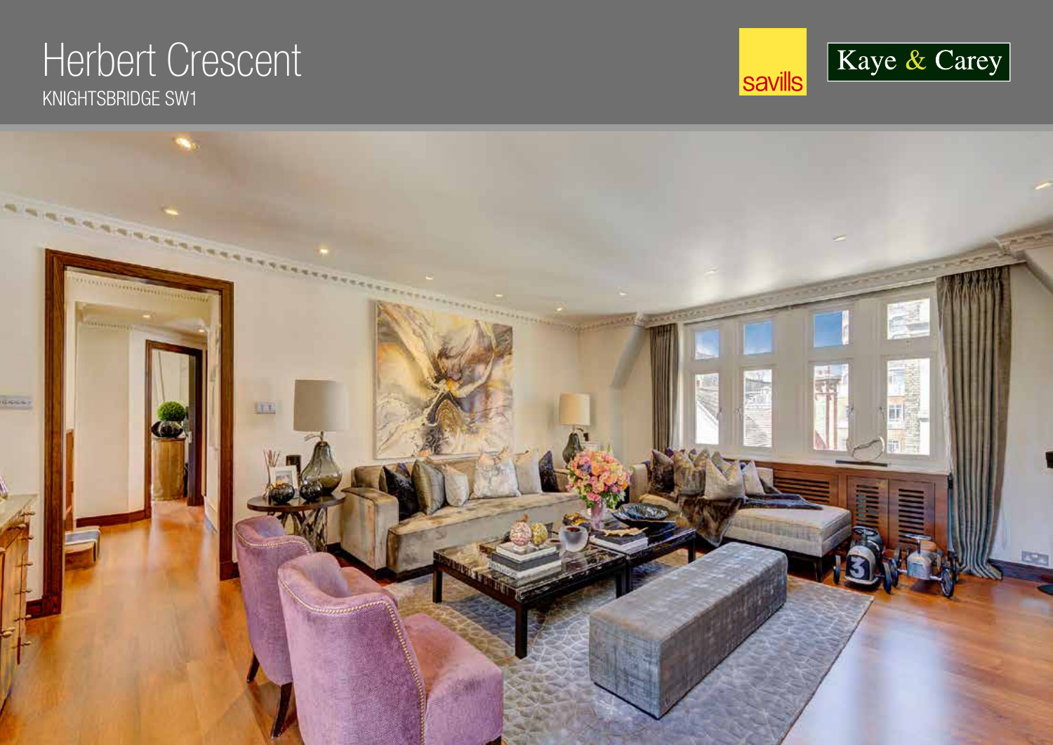# Herbert Crescent

KNIGHTSBRIDGE SW1

savills

Kaye & Carey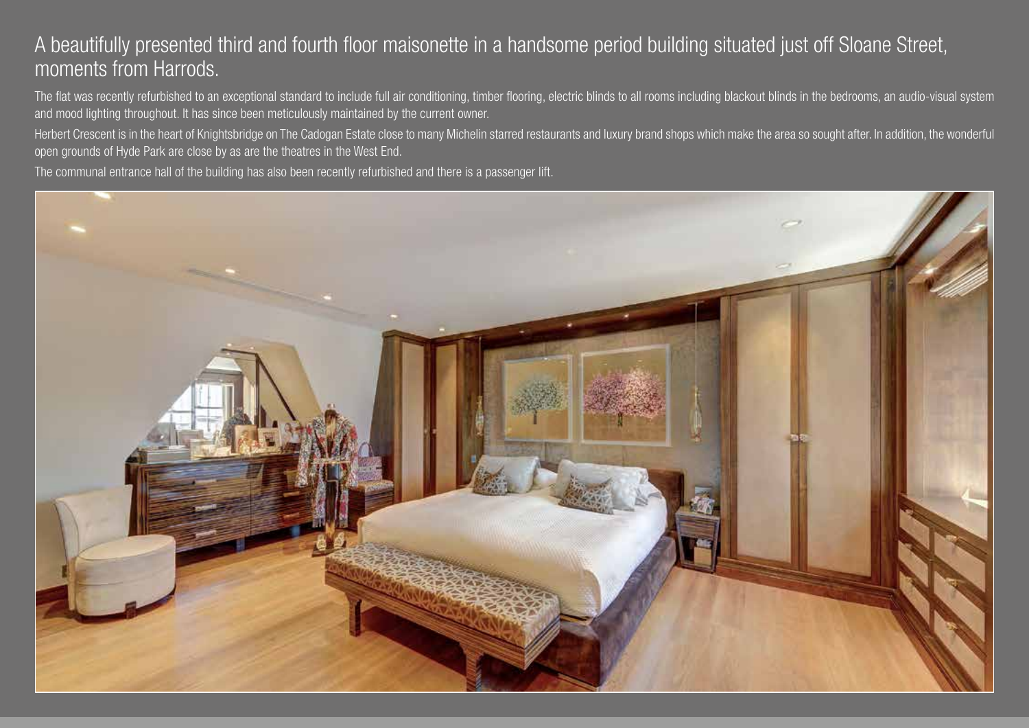## A beautifully presented third and fourth floor maisonette in a handsome period building situated just off Sloane Street, moments from Harrods.

The flat was recently refurbished to an exceptional standard to include full air conditioning, timber flooring, electric blinds to all rooms including blackout blinds in the bedrooms, an audio-visual system and mood lighting throughout. It has since been meticulously maintained by the current owner.

Herbert Crescent is in the heart of Knightsbridge on The Cadogan Estate close to many Michelin starred restaurants and luxury brand shops which make the area so sought after. In addition, the wonderful open grounds of Hyde Park are close by as are the theatres in the West End.

The communal entrance hall of the building has also been recently refurbished and there is a passenger lift.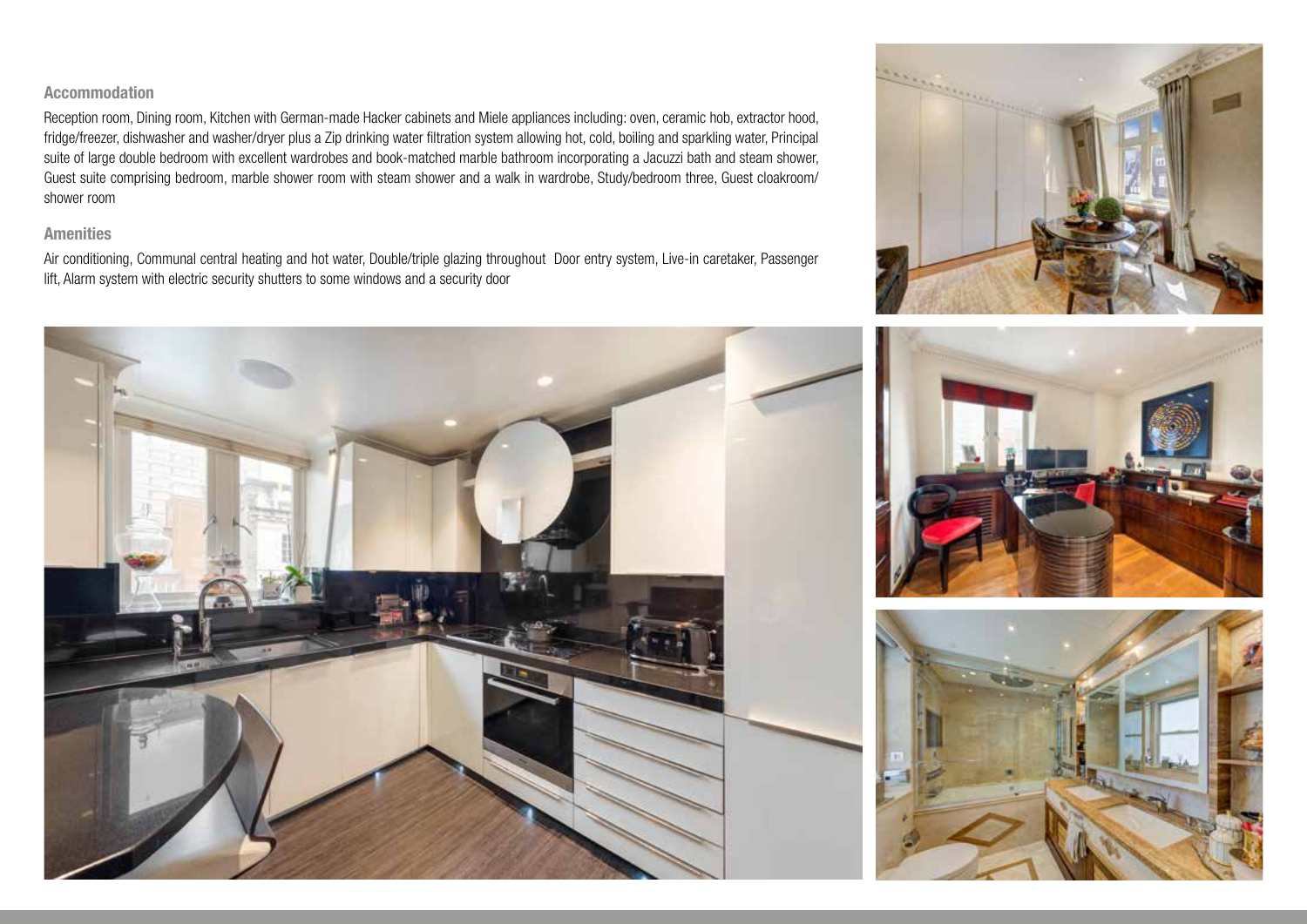### Accommodation

Reception room, Dining room, Kitchen with German-made Hacker cabinets and Miele appliances including: oven, ceramic hob, extractor hood, fridge/freezer, dishwasher and washer/dryer plus a Zip drinking water filtration system allowing hot, cold, boiling and sparkling water, Principal suite of large double bedroom with excellent wardrobes and book-matched marble bathroom incorporating a Jacuzzi bath and steam shower, Guest suite comprising bedroom, marble shower room with steam shower and a walk in wardrobe, Study/bedroom three, Guest cloakroom/ shower room

### Amenities

Air conditioning, Communal central heating and hot water, Double/triple glazing throughout Door entry system, Live-in caretaker, Passenger lift, Alarm system with electric security shutters to some windows and a security door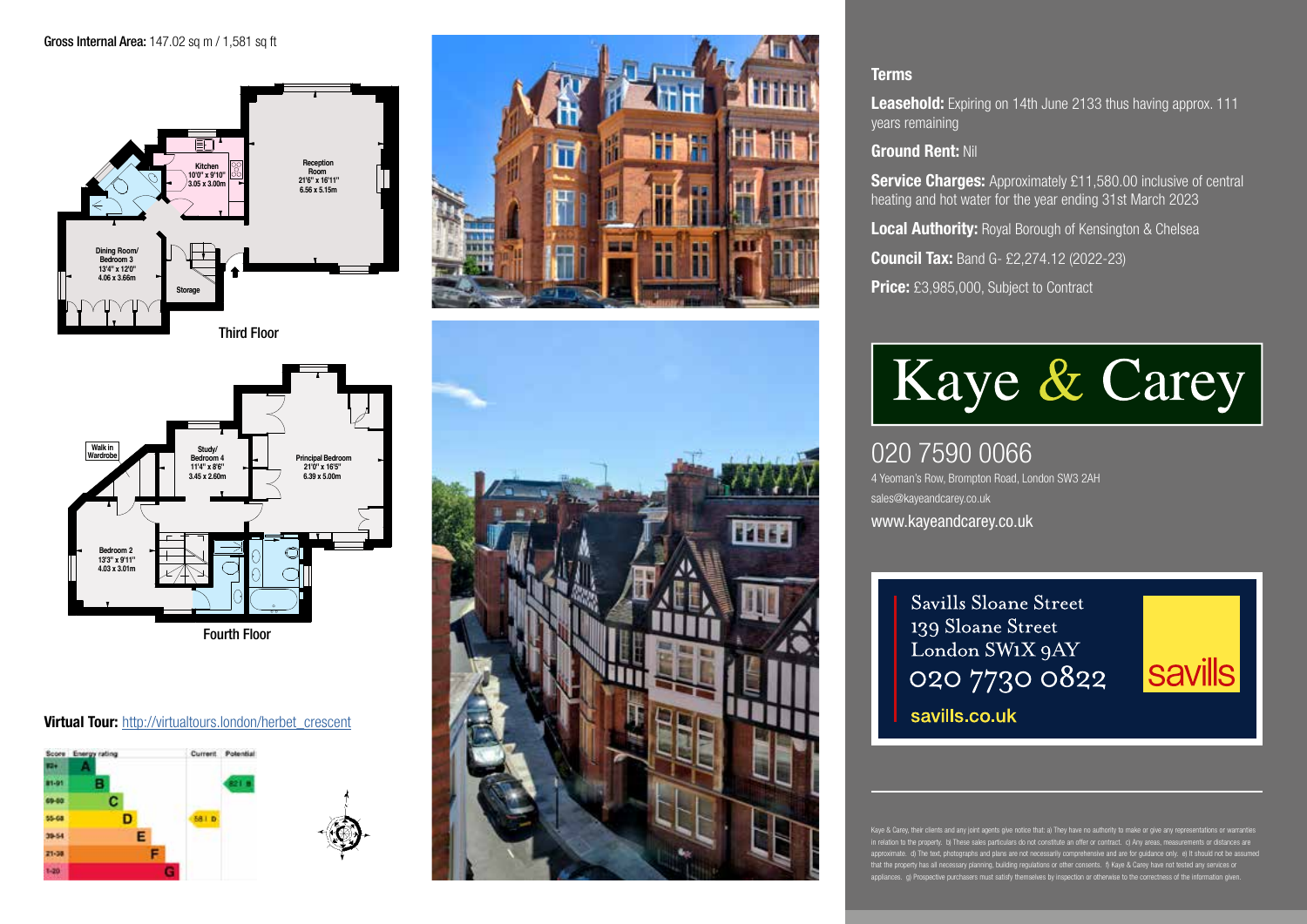**Gross Internal Area:** 147.02 sq m / 1,581 sq ft

Kitchen
10'0" x 9'10"
3.05 x 3.00m

Reception Room
21'6" x 16'11"
6.56 x 5.15m

Dining Room/ Bedroom 3
13'4" x 12'0"
4.06 x 3.66m

Storage

Third Floor

Walk in Wardrobe

Study/ Bedroom 4
11'4" x 8'6"
3.45 x 2.60m

Principal Bedroom
21'0" x 16'5"
6.39 x 5.00m

Bedroom 2
13'3" x 9'11"
4.03 x 3.01m

Fourth Floor

**Virtual Tour:** http://virtualtours.london/herbet_crescent

Score Energy rating Current Potential
92+ A
81-91 B
69-80 C
55-68 D
39-54 E
21-38 F
1-20 G
58 | D
82 | B

## Terms

**Leasehold:** Expiring on 14th June 2133 thus having approx. 111 years remaining

**Ground Rent:** Nil

**Service Charges:** Approximately £11,580.00 inclusive of central heating and hot water for the year ending 31st March 2023

**Local Authority:** Royal Borough of Kensington & Chelsea

**Council Tax:** Band G- £2,274.12 (2022-23)

**Price:** £3,985,000, Subject to Contract

Kaye & Carey

020 7590 0066

4 Yeoman's Row, Brompton Road, London SW3 2AH

sales@kayeandcarey.co.uk

www.kayeandcarey.co.uk

Savills Sloane Street
139 Sloane Street
London SW1X 9AY
020 7730 0822
savills.co.uk

savills

Kaye & Carey, their clients and any joint agents give notice that: a) They have no authority to make or give any representations or warranties in relation to the property. b) These sales particulars do not constitute an offer or contract. c) Any areas, measurements or distances are approximate. d) The text, photographs and plans are not necessarily comprehensive and are for guidance only. e) It should not be assumed that the property has all necessary planning, building regulations or other consents. f) Kaye & Carey have not tested any services or appliances. g) Prospective purchasers must satisfy themselves by inspection or otherwise to the correctness of the information given.